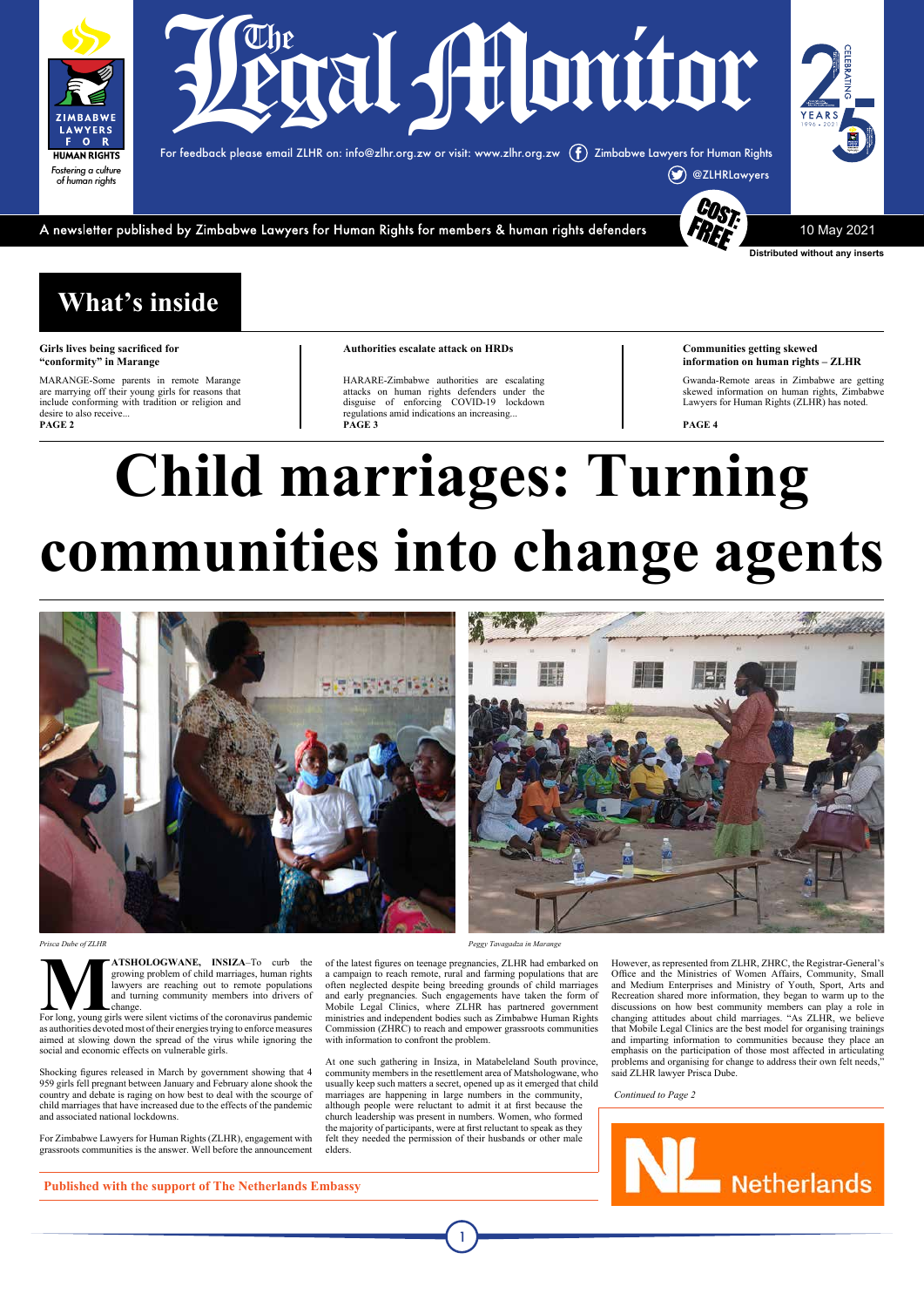# The Legal Monitor

ZIMBABWE LAWYERS FOR HUMAN RIGHTS
*Fostering a culture of human rights*

For feedback please email ZLHR on: info@zlhr.org.zw or visit: www.zlhr.org.zw Zimbabwe Lawyers for Human Rights @ZLHRLawyers

CELEBRATING 25 YEARS 1996 - 2021

A newsletter published by Zimbabwe Lawyers for Human Rights for members & human rights defenders

COST: FREE

10 May 2021

Distributed without any inserts

## What's inside

**Girls lives being sacrificed for "conformity" in Marange**

MARANGE-Some parents in remote Marange are marrying off their young girls for reasons that include conforming with tradition or religion and desire to also receive...
**PAGE 2**

**Authorities escalate attack on HRDs**

HARARE-Zimbabwe authorities are escalating attacks on human rights defenders under the disguise of enforcing COVID-19 lockdown regulations amid indications an increasing...
**PAGE 3**

**Communities getting skewed information on human rights – ZLHR**

Gwanda-Remote areas in Zimbabwe are getting skewed information on human rights, Zimbabwe Lawyers for Human Rights (ZLHR) has noted.

**PAGE 4**

# Child marriages: Turning communities into change agents

*Prisca Dube of ZLHR*

*Peggy Tavagadza in Marange*

**MATSHOLOGWANE, INSIZA**–To curb the growing problem of child marriages, human rights lawyers are reaching out to remote populations and turning community members into drivers of change.

For long, young girls were silent victims of the coronavirus pandemic as authorities devoted most of their energies trying to enforce measures aimed at slowing down the spread of the virus while ignoring the social and economic effects on vulnerable girls.

Shocking figures released in March by government showing that 4 959 girls fell pregnant between January and February alone shook the country and debate is raging on how best to deal with the scourge of child marriages that have increased due to the effects of the pandemic and associated national lockdowns.

For Zimbabwe Lawyers for Human Rights (ZLHR), engagement with grassroots communities is the answer. Well before the announcement of the latest figures on teenage pregnancies, ZLHR had embarked on a campaign to reach remote, rural and farming populations that are often neglected despite being breeding grounds of child marriages and early pregnancies. Such engagements have taken the form of Mobile Legal Clinics, where ZLHR has partnered government ministries and independent bodies such as Zimbabwe Human Rights Commission (ZHRC) to reach and empower grassroots communities with information to confront the problem.

At one such gathering in Insiza, in Matabeleland South province, community members in the resettlement area of Matshologwane, who usually keep such matters a secret, opened up as it emerged that child marriages are happening in large numbers in the community, although people were reluctant to admit it at first because the church leadership was present in numbers. Women, who formed the majority of participants, were at first reluctant to speak as they felt they needed the permission of their husbands or other male elders.

However, as represented from ZLHR, ZHRC, the Registrar-General's Office and the Ministries of Women Affairs, Community, Small and Medium Enterprises and Ministry of Youth, Sport, Arts and Recreation shared more information, they began to warm up to the discussions on how best community members can play a role in changing attitudes about child marriages. "As ZLHR, we believe that Mobile Legal Clinics are the best model for organising trainings and imparting information to communities because they place an emphasis on the participation of those most affected in articulating problems and organising for change to address their own felt needs," said ZLHR lawyer Prisca Dube.

*Continued to Page 2*

**Published with the support of The Netherlands Embassy**

NL Netherlands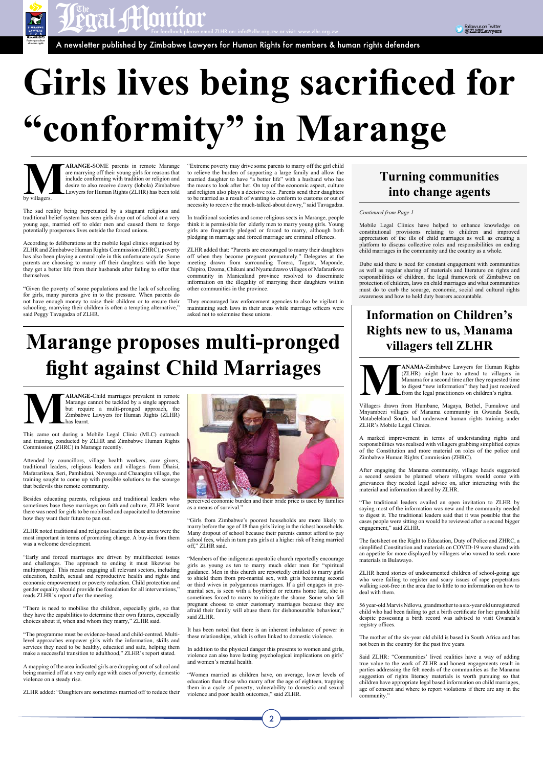# Girls lives being sacrificed for "conformity" in Marange

**MARANGE-**SOME parents in remote Marange are marrying off their young girls for reasons that include conforming with tradition or religion and desire to also receive dowry (lobola) Zimbabwe Lawyers for Human Rights (ZLHR) has been told by villagers.

The sad reality being perpetuated by a stagnant religious and traditional belief system has seen girls drop out of school at a very young age, married off to older men and caused them to forgo potentially prosperous lives outside the forced unions.

According to deliberations at the mobile legal clinics organised by ZLHR and Zimbabwe Human Rights Commission (ZHRC), poverty has also been playing a central role in this unfortunate cycle. Some parents are choosing to marry off their daughters with the hope they get a better life from their husbands after failing to offer that themselves.

"Given the poverty of some populations and the lack of schooling for girls, many parents give in to the pressure. When parents do not have enough money to raise their children or to ensure their schooling, marrying their children is often a tempting alternative," said Peggy Tavagadza of ZLHR.

"Extreme poverty may drive some parents to marry off the girl child to relieve the burden of supporting a large family and allow the married daughter to have "a better life" with a husband who has the means to look after her. On top of the economic aspect, culture and religion also plays a decisive role. Parents send their daughters to be married as a result of wanting to conform to customs or out of necessity to receive the much-talked-about dowry," said Tavagadza.

In traditional societies and some religious sects in Marange, people think it is permissible for elderly men to marry young girls. Young girls are frequently pledged or forced to marry, although both pledging in marriage and forced marriage are criminal offences.

ZLHR added that: "Parents are encouraged to marry their daughters off when they become pregnant prematurely." Delegates at the meeting drawn from surrounding Torera, Taguta, Maponde, Chipiro, Dzoma, Chikuni and Nyamadzawo villages of Mafararikwa community in Manicaland province resolved to disseminate information on the illegality of marrying their daughters within other communities in the province.

They encouraged law enforcement agencies to also be vigilant in maintaining such laws in their areas while marriage officers were asked not to solemnise these unions.

# Marange proposes multi-pronged fight against Child Marriages

**MARANGE-**Child marriages prevalent in remote Marange cannot be tackled by a single approach but require a multi-pronged approach, the Zimbabwe Lawyers for Human Rights (ZLHR) has learnt.

This came out during a Mobile Legal Clinic (MLC) outreach and training, conducted by ZLHR and Zimbabwe Human Rights Commission (ZHRC) in Marange recently.

Attended by councillors, village health workers, care givers, traditional leaders, religious leaders and villagers from Dhaisi, Mafararikwa, Seri, Pamhidzai, Nzvenga and Chaangira village, the training sought to come up with possible solutions to the scourge that bedevils this remote community.

Besides educating parents, religious and traditional leaders who sometimes base these marriages on faith and culture, ZLHR learnt there was need for girls to be mobilised and capacitated to determine how they want their future to pan out.

ZLHR noted traditional and religious leaders in these areas were the most important in terms of promoting change. A buy-in from them was a welcome development.

"Early and forced marriages are driven by multifaceted issues and challenges. The approach to ending it must likewise be multipronged. This means engaging all relevant sectors, including education, health, sexual and reproductive health and rights and economic empowerment or poverty reduction. Child protection and gender equality should provide the foundation for all interventions," reads ZLHR's report after the meeting.

"There is need to mobilise the children, especially girls, so that they have the capabilities to determine their own futures, especially choices about if, when and whom they marry," ZLHR said.

"The programme must be evidence-based and child-centred. Multi-level approaches empower girls with the information, skills and services they need to be healthy, educated and safe, helping them make a successful transition to adulthood," ZLHR's report stated.

A mapping of the area indicated girls are dropping out of school and being married off at a very early age with cases of poverty, domestic violence on a steady rise.

ZLHR added: "Daughters are sometimes married off to reduce their perceived economic burden and their bride price is used by families as a means of survival."

"Girls from Zimbabwe's poorest households are more likely to marry before the age of 18 than girls living in the richest households. Many dropout of school because their parents cannot afford to pay school fees, which in turn puts girls at a higher risk of being married off," ZLHR said.

"Members of the indigenous apostolic church reportedly encourage girls as young as ten to marry much older men for "spiritual guidance. Men in this church are reportedly entitled to marry girls to shield them from pre-marital sex, with girls becoming second or third wives in polygamous marriages. If a girl engages in pre-marital sex, is seen with a boyfriend or returns home late, she is sometimes forced to marry to mitigate the shame. Some who fall pregnant choose to enter customary marriages because they are afraid their family will abuse them for dishonourable behaviour," said ZLHR.

It has been noted that there is an inherent imbalance of power in these relationships, which is often linked to domestic violence.

In addition to the physical danger this presents to women and girls, violence can also have lasting psychological implications on girls' and women's mental health.

"Women married as children have, on average, lower levels of education than those who marry after the age of eighteen, trapping them in a cycle of poverty, vulnerability to domestic and sexual violence and poor health outcomes," said ZLHR.

## Turning communities into change agents

*Continued from Page 1*

Mobile Legal Clinics have helped to enhance knowledge on constitutional provisions relating to children and improved appreciation of the ills of child marriages as well as creating a platform to discuss collective roles and responsibilities on ending child marriages in the community and the country as a whole.

Dube said there is need for constant engagement with communities as well as regular sharing of materials and literature on rights and responsibilities of children, the legal framework of Zimbabwe on protection of children, laws on child marriages and what communities must do to curb the scourge, economic, social and cultural rights awareness and how to hold duty bearers accountable.

## Information on Children's Rights new to us, Manama villagers tell ZLHR

**MANAMA-**Zimbabwe Lawyers for Human Rights (ZLHR) might have to attend to villagers in Manama for a second time after they requested time to digest "new information" they had just received from the legal practitioners on children's rights.

Villagers drawn from Humbane, Magaya, Bethel, Fumukwe and Mnyambezi villages of Manama community in Gwanda South, Matabeleland South, had underwent human rights training under ZLHR's Mobile Legal Clinics.

A marked improvement in terms of understanding rights and responsibilities was realised with villagers grabbing simplified copies of the Constitution and more material on roles of the police and Zimbabwe Human Rights Commission (ZHRC).

After engaging the Manama community, village heads suggested a second session be planned where villagers would come with grievances they needed legal advice on, after interacting with the material and information shared by ZLHR.

"The traditional leaders availed an open invitation to ZLHR by saying most of the information was new and the community needed to digest it. The traditional leaders said that it was possible that the cases people were sitting on would be reviewed after a second bigger engagement," said ZLHR.

The factsheet on the Right to Education, Duty of Police and ZHRC, a simplified Constitution and materials on COVID-19 were shared with an appetite for more displayed by villagers who vowed to seek more materials in Bulawayo.

ZLHR heard stories of undocumented children of school-going age who were failing to register and scary issues of rape perpetrators walking scot-free in the area due to little to no information on how to deal with them.

56 year-old Marvis Ndlovu, grandmother to a six-year old unregistered child who had been failing to get a birth certificate for her grandchild despite possessing a birth record was advised to visit Gwanda's registry offices.

The mother of the six-year old child is based in South Africa and has not been in the country for the past five years.

Said ZLHR: "Communities' lived realities have a way of adding true value to the work of ZLHR and honest engagements result in parties addressing the felt needs of the communities as the Manama suggestion of rights literacy materials is worth pursuing so that children have appropriate legal based information on child marriages, age of consent and where to report violations if there are any in the community."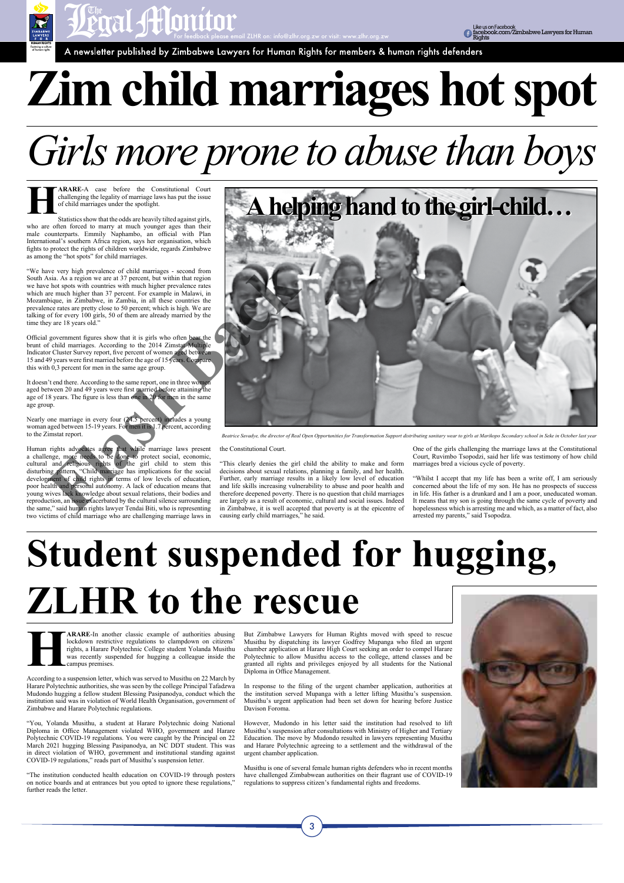# Zim child marriages hot spot

## *Girls more prone to abuse than boys*

**HARARE**-A case before the Constitutional Court challenging the legality of marriage laws has put the issue of child marriages under the spotlight.

Statistics show that the odds are heavily tilted against girls, who are often forced to marry at much younger ages than their male counterparts. Emmily Naphambo, an official with Plan International's southern Africa region, says her organisation, which fights to protect the rights of children worldwide, regards Zimbabwe as among the "hot spots" for child marriages.

"We have very high prevalence of child marriages - second from South Asia. As a region we are at 37 percent, but within that region we have hot spots with countries with much higher prevalence rates which are much higher than 37 percent. For example in Malawi, in Mozambique, in Zimbabwe, in Zambia, in all these countries the prevalence rates are pretty close to 50 percent; which is high. We are talking of for every 100 girls, 50 of them are already married by the time they are 18 years old."

Official government figures show that it is girls who often bear the brunt of child marriages. According to the 2014 Zimstat Multiple Indicator Cluster Survey report, five percent of women aged between 15 and 49 years were first married before the age of 15 years. Compare this with 0,3 percent for men in the same age group.

It doesn't end there. According to the same report, one in three women aged between 20 and 49 years were first married before attaining the age of 18 years. The figure is less than one in 20 for men in the same age group.

Nearly one marriage in every four (24.5 percent) includes a young woman aged between 15-19 years. For men it is 1.7 percent, according to the Zimstat report.

Human rights advocates agree that while marriage laws present a challenge, more needs to be done to protect social, economic, cultural and religious rights of the girl child to stem this disturbing pattern. "Child marriage has implications for the social development of child rights in terms of low levels of education, poor health and personal autonomy. A lack of education means that young wives lack knowledge about sexual relations, their bodies and reproduction, an issue exacerbated by the cultural silence surrounding the same," said human rights lawyer Tendai Biti, who is representing two victims of child marriage who are challenging marriage laws in the Constitutional Court.

"This clearly denies the girl child the ability to make and form decisions about sexual relations, planning a family, and her health. Further, early marriage results in a likely low level of education and life skills increasing vulnerability to abuse and poor health and therefore deepened poverty. There is no question that child marriages are largely as a result of economic, cultural and social issues. Indeed in Zimbabwe, it is well accepted that poverty is at the epicentre of causing early child marriages," he said.

One of the girls challenging the marriage laws at the Constitutional Court, Ruvimbo Tsopodzi, said her life was testimony of how child marriages bred a vicious cycle of poverty.

"Whilst I accept that my life has been a write off, I am seriously concerned about the life of my son. He has no prospects of success in life. His father is a drunkard and I am a poor, uneducated woman. It means that my son is going through the same cycle of poverty and hopelessness which is arresting me and which, as a matter of fact, also arrested my parents," said Tsopodza.

**A helping hand to the girl-child…**

*Beatrice Savadye, the director of Real Open Opportunities for Transformation Support distributing sanitary wear to girls at Marikopo Secondary school in Seke in October last year*

# Student suspended for hugging, ZLHR to the rescue

**HARARE**-In another classic example of authorities abusing lockdown restrictive regulations to clampdown on citizens' rights, a Harare Polytechnic College student Yolanda Musithu was recently suspended for hugging a colleague inside the campus premises.

According to a suspension letter, which was served to Musithu on 22 March by Harare Polytechnic authorities, she was seen by the college Principal Tafadzwa Mudondo hugging a fellow student Blessing Pasipanodya, conduct which the institution said was in violation of World Health Organisation, government of Zimbabwe and Harare Polytechnic regulations.

"You, Yolanda Musithu, a student at Harare Polytechnic doing National Diploma in Office Management violated WHO, government and Harare Polytechnic COVID-19 regulations. You were caught by the Principal on 22 March 2021 hugging Blessing Pasipanodya, an NC DDT student. This was in direct violation of WHO, government and institutional standing against COVID-19 regulations," reads part of Musithu's suspension letter.

"The institution conducted health education on COVID-19 through posters on notice boards and at entrances but you opted to ignore these regulations," further reads the letter.

But Zimbabwe Lawyers for Human Rights moved with speed to rescue Musithu by dispatching its lawyer Godfrey Mupanga who filed an urgent chamber application at Harare High Court seeking an order to compel Harare Polytechnic to allow Musithu access to the college, attend classes and be granted all rights and privileges enjoyed by all students for the National Diploma in Office Management.

In response to the filing of the urgent chamber application, authorities at the institution served Mupanga with a letter lifting Musithu's suspension. Musithu's urgent application had been set down for hearing before Justice Davison Foroma.

However, Mudondo in his letter said the institution had resolved to lift Musithu's suspension after consultations with Ministry of Higher and Tertiary Education. The move by Mudondo resulted in lawyers representing Musithu and Harare Polytechnic agreeing to a settlement and the withdrawal of the urgent chamber application.

Musithu is one of several female human rights defenders who in recent months have challenged Zimbabwean authorities on their flagrant use of COVID-19 regulations to suppress citizen's fundamental rights and freedoms.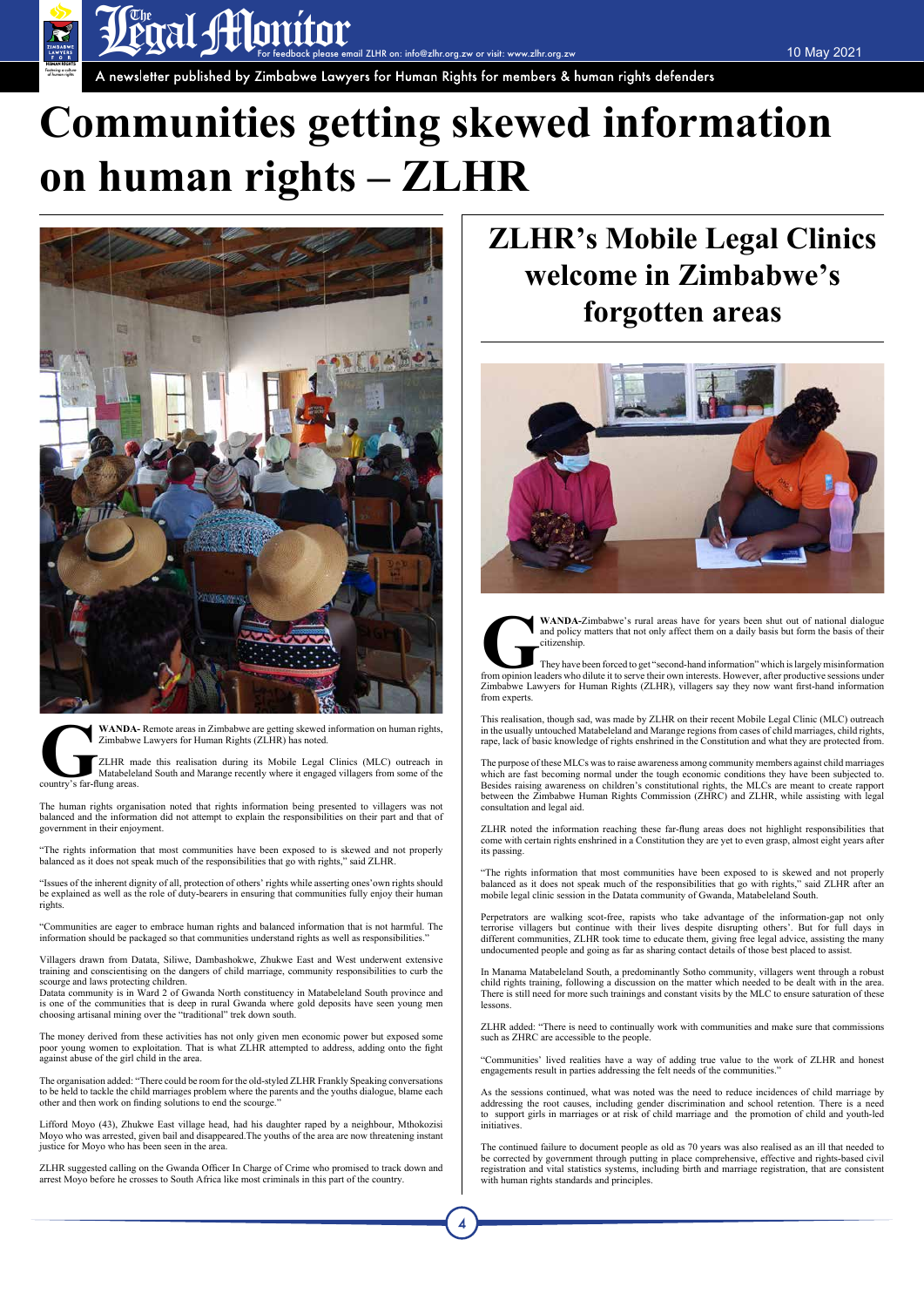# Communities getting skewed information on human rights – ZLHR

GWANDA- Remote areas in Zimbabwe are getting skewed information on human rights, Zimbabwe Lawyers for Human Rights (ZLHR) has noted.

ZLHR made this realisation during its Mobile Legal Clinics (MLC) outreach in Matabeleland South and Marange recently where it engaged villagers from some of the country's far-flung areas.

The human rights organisation noted that rights information being presented to villagers was not balanced and the information did not attempt to explain the responsibilities on their part and that of government in their enjoyment.

"The rights information that most communities have been exposed to is skewed and not properly balanced as it does not speak much of the responsibilities that go with rights," said ZLHR.

"Issues of the inherent dignity of all, protection of others' rights while asserting ones'own rights should be explained as well as the role of duty-bearers in ensuring that communities fully enjoy their human rights.

"Communities are eager to embrace human rights and balanced information that is not harmful. The information should be packaged so that communities understand rights as well as responsibilities."

Villagers drawn from Datata, Siliwe, Dambashokwe, Zhukwe East and West underwent extensive training and conscientising on the dangers of child marriage, community responsibilities to curb the scourge and laws protecting children.

Datata community is in Ward 2 of Gwanda North constituency in Matabeleland South province and is one of the communities that is deep in rural Gwanda where gold deposits have seen young men choosing artisanal mining over the "traditional" trek down south.

The money derived from these activities has not only given men economic power but exposed some poor young women to exploitation. That is what ZLHR attempted to address, adding onto the fight against abuse of the girl child in the area.

The organisation added: "There could be room for the old-styled ZLHR Frankly Speaking conversations to be held to tackle the child marriages problem where the parents and the youths dialogue, blame each other and then work on finding solutions to end the scourge."

Lifford Moyo (43), Zhukwe East village head, had his daughter raped by a neighbour, Mthokozisi Moyo who was arrested, given bail and disappeared.The youths of the area are now threatening instant justice for Moyo who has been seen in the area.

ZLHR suggested calling on the Gwanda Officer In Charge of Crime who promised to track down and arrest Moyo before he crosses to South Africa like most criminals in this part of the country.

# ZLHR's Mobile Legal Clinics welcome in Zimbabwe's forgotten areas

GWANDA-Zimbabwe's rural areas have for years been shut out of national dialogue and policy matters that not only affect them on a daily basis but form the basis of their citizenship.

They have been forced to get "second-hand information" which is largely misinformation from opinion leaders who dilute it to serve their own interests. However, after productive sessions under Zimbabwe Lawyers for Human Rights (ZLHR), villagers say they now want first-hand information from experts.

This realisation, though sad, was made by ZLHR on their recent Mobile Legal Clinic (MLC) outreach in the usually untouched Matabeleland and Marange regions from cases of child marriages, child rights, rape, lack of basic knowledge of rights enshrined in the Constitution and what they are protected from.

The purpose of these MLCs was to raise awareness among community members against child marriages which are fast becoming normal under the tough economic conditions they have been subjected to. Besides raising awareness on children's constitutional rights, the MLCs are meant to create rapport between the Zimbabwe Human Rights Commission (ZHRC) and ZLHR, while assisting with legal consultation and legal aid.

ZLHR noted the information reaching these far-flung areas does not highlight responsibilities that come with certain rights enshrined in a Constitution they are yet to even grasp, almost eight years after its passing.

"The rights information that most communities have been exposed to is skewed and not properly balanced as it does not speak much of the responsibilities that go with rights," said ZLHR after an mobile legal clinic session in the Datata community of Gwanda, Matabeleland South.

Perpetrators are walking scot-free, rapists who take advantage of the information-gap not only terrorise villagers but continue with their lives despite disrupting others'. But for full days in different communities, ZLHR took time to educate them, giving free legal advice, assisting the many undocumented people and going as far as sharing contact details of those best placed to assist.

In Manama Matabeleland South, a predominantly Sotho community, villagers went through a robust child rights training, following a discussion on the matter which needed to be dealt with in the area. There is still need for more such trainings and constant visits by the MLC to ensure saturation of these lessons.

ZLHR added: "There is need to continually work with communities and make sure that commissions such as ZHRC are accessible to the people.

"Communities' lived realities have a way of adding true value to the work of ZLHR and honest engagements result in parties addressing the felt needs of the communities."

As the sessions continued, what was noted was the need to reduce incidences of child marriage by addressing the root causes, including gender discrimination and school retention. There is a need to support girls in marriages or at risk of child marriage and the promotion of child and youth-led initiatives.

The continued failure to document people as old as 70 years was also realised as an ill that needed to be corrected by government through putting in place comprehensive, effective and rights-based civil registration and vital statistics systems, including birth and marriage registration, that are consistent with human rights standards and principles.